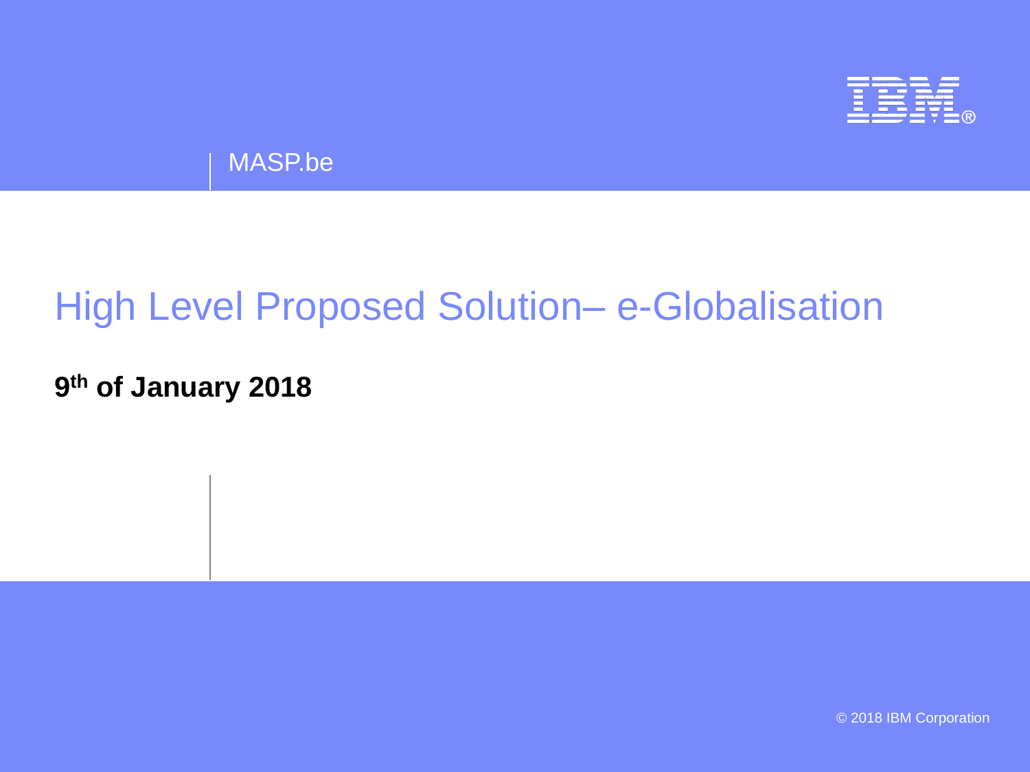MASP.be

# High Level Proposed Solution– e-Globalisation

**9th of January 2018**

© 2018 IBM Corporation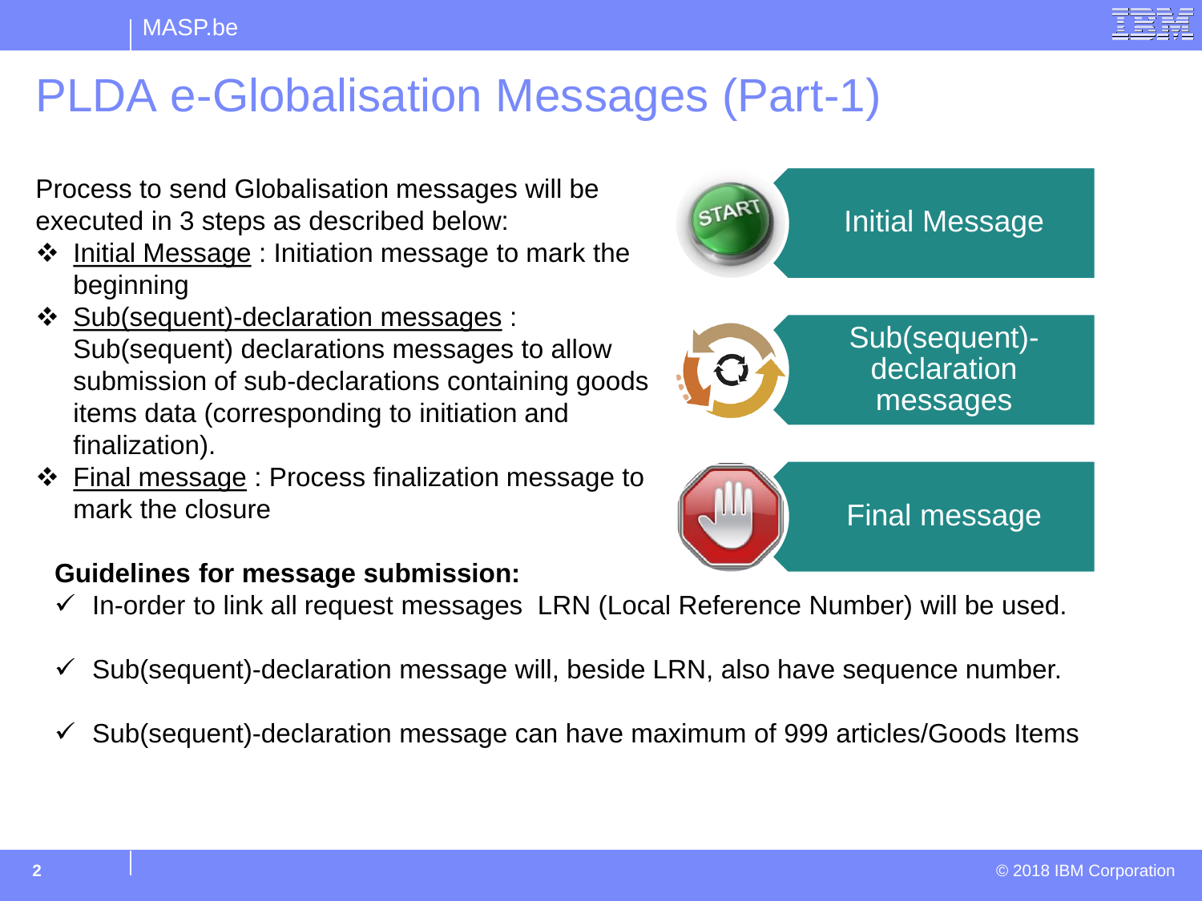# PLDA e-Globalisation Messages (Part-1)

Process to send Globalisation messages will be executed in 3 steps as described below:

- Initial Message : Initiation message to mark the beginning
- Sub(sequent)-declaration messages : Sub(sequent) declarations messages to allow submission of sub-declarations containing goods items data (corresponding to initiation and finalization).
- Final message : Process finalization message to mark the closure

Initial Message

Sub(sequent)-declaration messages

Final message

**Guidelines for message submission:**

- ✓ In-order to link all request messages LRN (Local Reference Number) will be used.
- ✓ Sub(sequent)-declaration message will, beside LRN, also have sequence number.
- ✓ Sub(sequent)-declaration message can have maximum of 999 articles/Goods Items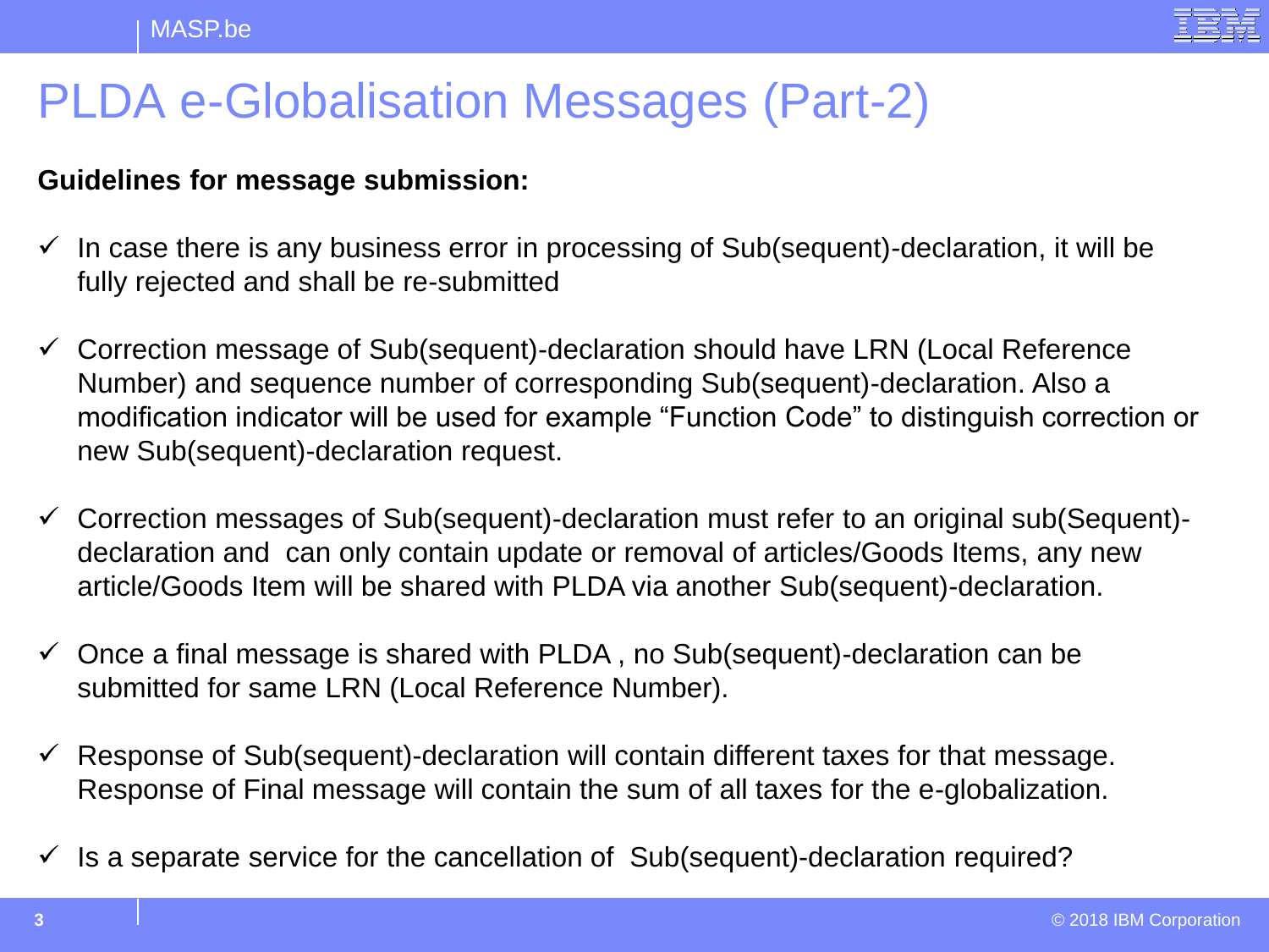# PLDA e-Globalisation Messages (Part-2)

**Guidelines for message submission:**

- ✓ In case there is any business error in processing of Sub(sequent)-declaration, it will be fully rejected and shall be re-submitted
- ✓ Correction message of Sub(sequent)-declaration should have LRN (Local Reference Number) and sequence number of corresponding Sub(sequent)-declaration. Also a modification indicator will be used for example "Function Code" to distinguish correction or new Sub(sequent)-declaration request.
- ✓ Correction messages of Sub(sequent)-declaration must refer to an original sub(Sequent)-declaration and can only contain update or removal of articles/Goods Items, any new article/Goods Item will be shared with PLDA via another Sub(sequent)-declaration.
- ✓ Once a final message is shared with PLDA , no Sub(sequent)-declaration can be submitted for same LRN (Local Reference Number).
- ✓ Response of Sub(sequent)-declaration will contain different taxes for that message. Response of Final message will contain the sum of all taxes for the e-globalization.
- ✓ Is a separate service for the cancellation of Sub(sequent)-declaration required?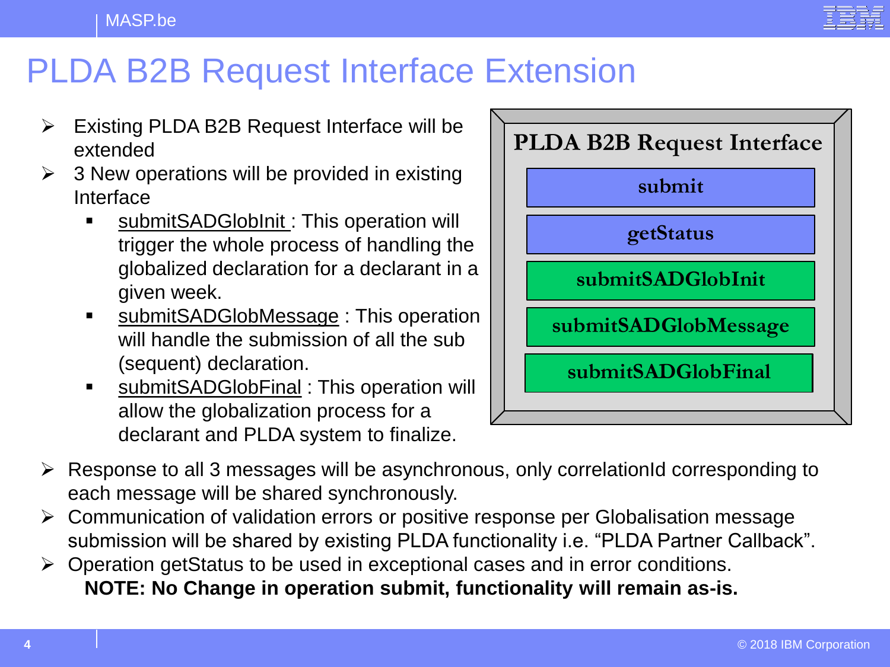# PLDA B2B Request Interface Extension

- Existing PLDA B2B Request Interface will be extended
- 3 New operations will be provided in existing Interface
  - submitSADGlobInit : This operation will trigger the whole process of handling the globalized declaration for a declarant in a given week.
  - submitSADGlobMessage : This operation will handle the submission of all the sub (sequent) declaration.
  - submitSADGlobFinal : This operation will allow the globalization process for a declarant and PLDA system to finalize.

**PLDA B2B Request Interface**

- submit
- getStatus
- submitSADGlobInit
- submitSADGlobMessage
- submitSADGlobFinal

- Response to all 3 messages will be asynchronous, only correlationId corresponding to each message will be shared synchronously.
- Communication of validation errors or positive response per Globalisation message submission will be shared by existing PLDA functionality i.e. "PLDA Partner Callback".
- Operation getStatus to be used in exceptional cases and in error conditions.

  **NOTE: No Change in operation submit, functionality will remain as-is.**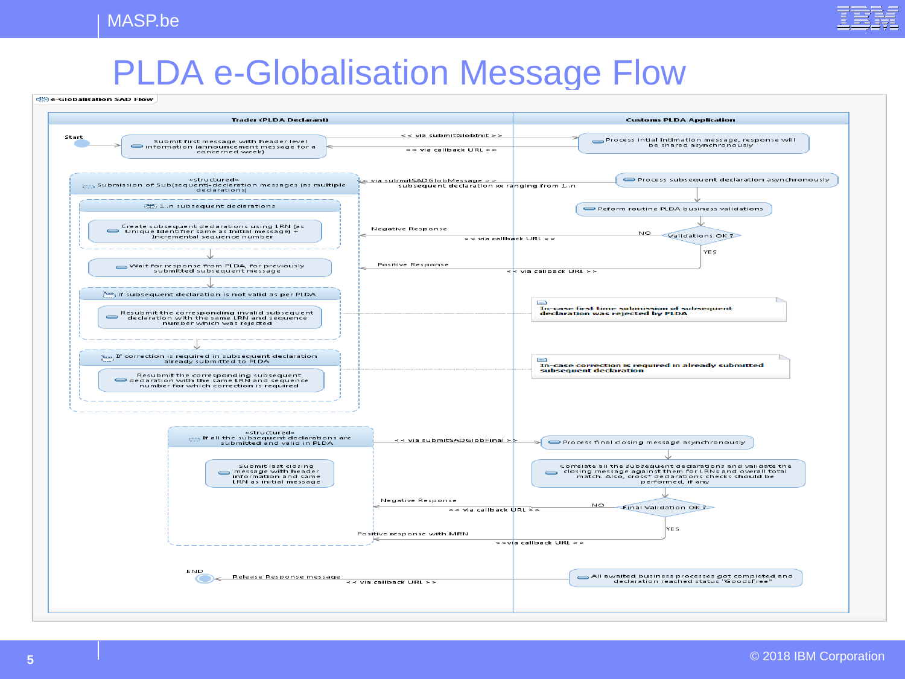# PLDA e-Globalisation Message Flow

**e-Globalisation SAD Flow**

| Trader (PLDA Declarant) | Customs PLDA Application |
| --- | --- |

Start → Submit first message with header level information (announcement message for a concerned week)

<< via submitGlobInit >> → Process intial intimation message, response will be shared asynchronously

<< via callback URL >>

«structured» Submission of Sub(sequent)-declaration messages (as multiple declarations)

< via submitSADGlobMessage >> subsequent declaration xx ranging from 1..n

Process subsequent declaration asynchronously → Peform routine PLDA business validations → Validations OK ?

- NO: Negative Response << via callback URL >>
- YES: Positive Response << via callback URL >>

1..n subsequent declarations:
- Create subsequent declarations using LRN (as Unique Identifier same as Initial message) + incremental sequence number
- Wait for response from PLDA, for previously submitted subsequent message

If subsequent declaration is not valid as per PLDA:
- Resubmit the corresponding invalid subsequent declaration with the same LRN and sequence number which was rejected

Note: In-case first time submission of subsequent declaration was rejected by PLDA

If correction is required in subsequent declaration already submitted to PLDA:
- Resubmit the corresponding subsequent declaration with the same LRN and sequence number for which correction is required

Note: In-case correction is required in already submitted subsequent declaration

«structured» If all the subsequent declarations are submitted and valid in PLDA:
- Submit last closing message with header information and same LRN as initial message

<< via submitSADGlobFinal >> → Process final closing message asynchronously → Correlate all the subsequent declarations and validate the closing message against them for LRNs and overall total match. Also, cross" declarations checks should be performed, if any → Final Validation OK ?

- NO: Negative Response << via callback URL >>
- YES: Positive response with MRN <<via callback URL >>

All awaited business processes got completed and declaration reached status "GoodsFree" → Release Response message << via callback URL >> → END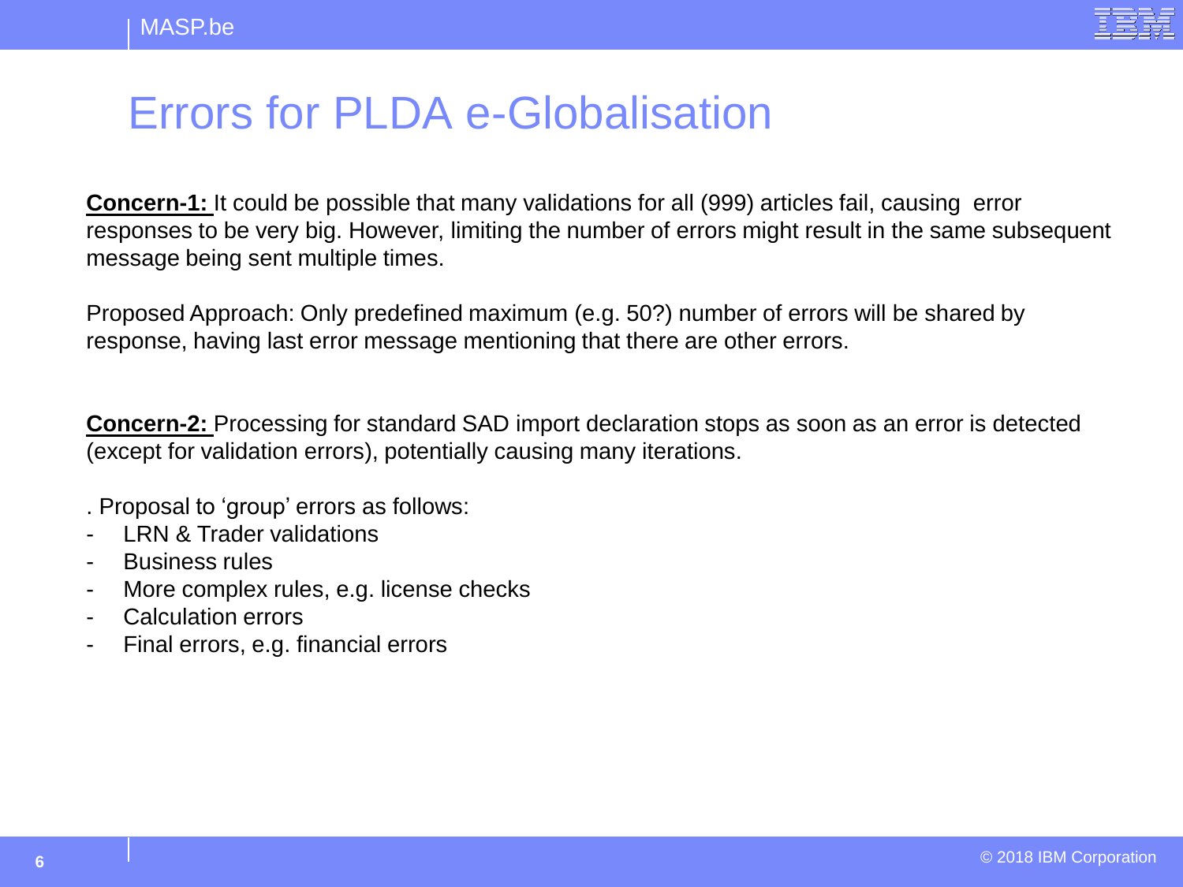# Errors for PLDA e-Globalisation

**Concern-1:** It could be possible that many validations for all (999) articles fail, causing error responses to be very big. However, limiting the number of errors might result in the same subsequent message being sent multiple times.

Proposed Approach: Only predefined maximum (e.g. 50?) number of errors will be shared by response, having last error message mentioning that there are other errors.

**Concern-2:** Processing for standard SAD import declaration stops as soon as an error is detected (except for validation errors), potentially causing many iterations.

. Proposal to 'group' errors as follows:

- LRN & Trader validations
- Business rules
- More complex rules, e.g. license checks
- Calculation errors
- Final errors, e.g. financial errors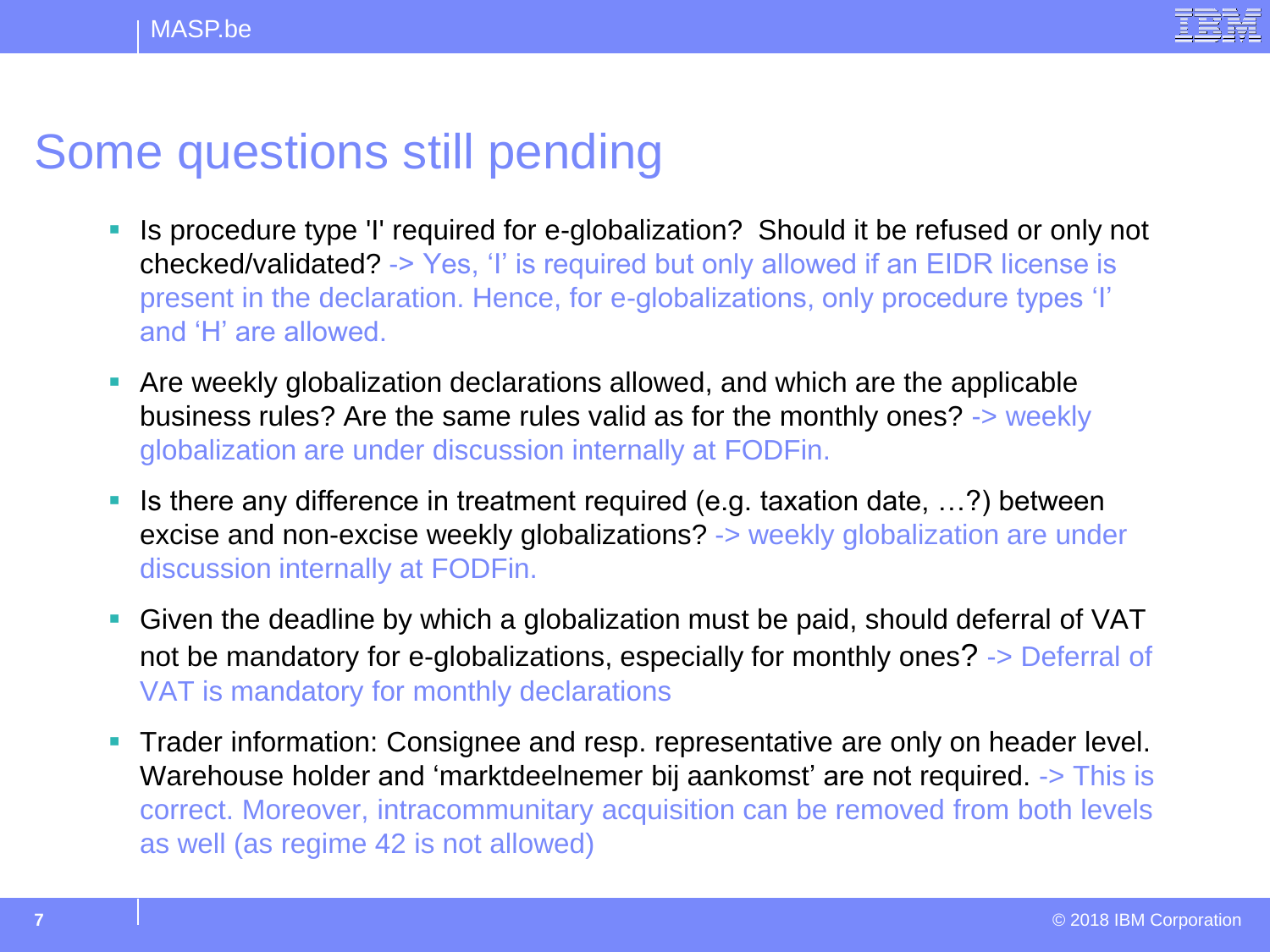# Some questions still pending

- Is procedure type 'I' required for e-globalization? Should it be refused or only not checked/validated? -> Yes, ‘I’ is required but only allowed if an EIDR license is present in the declaration. Hence, for e-globalizations, only procedure types ‘I’ and ‘H’ are allowed.
- Are weekly globalization declarations allowed, and which are the applicable business rules? Are the same rules valid as for the monthly ones? -> weekly globalization are under discussion internally at FODFin.
- Is there any difference in treatment required (e.g. taxation date, …?) between excise and non-excise weekly globalizations? -> weekly globalization are under discussion internally at FODFin.
- Given the deadline by which a globalization must be paid, should deferral of VAT not be mandatory for e-globalizations, especially for monthly ones? -> Deferral of VAT is mandatory for monthly declarations
- Trader information: Consignee and resp. representative are only on header level. Warehouse holder and ‘marktdeelnemer bij aankomst’ are not required. -> This is correct. Moreover, intracommunitary acquisition can be removed from both levels as well (as regime 42 is not allowed)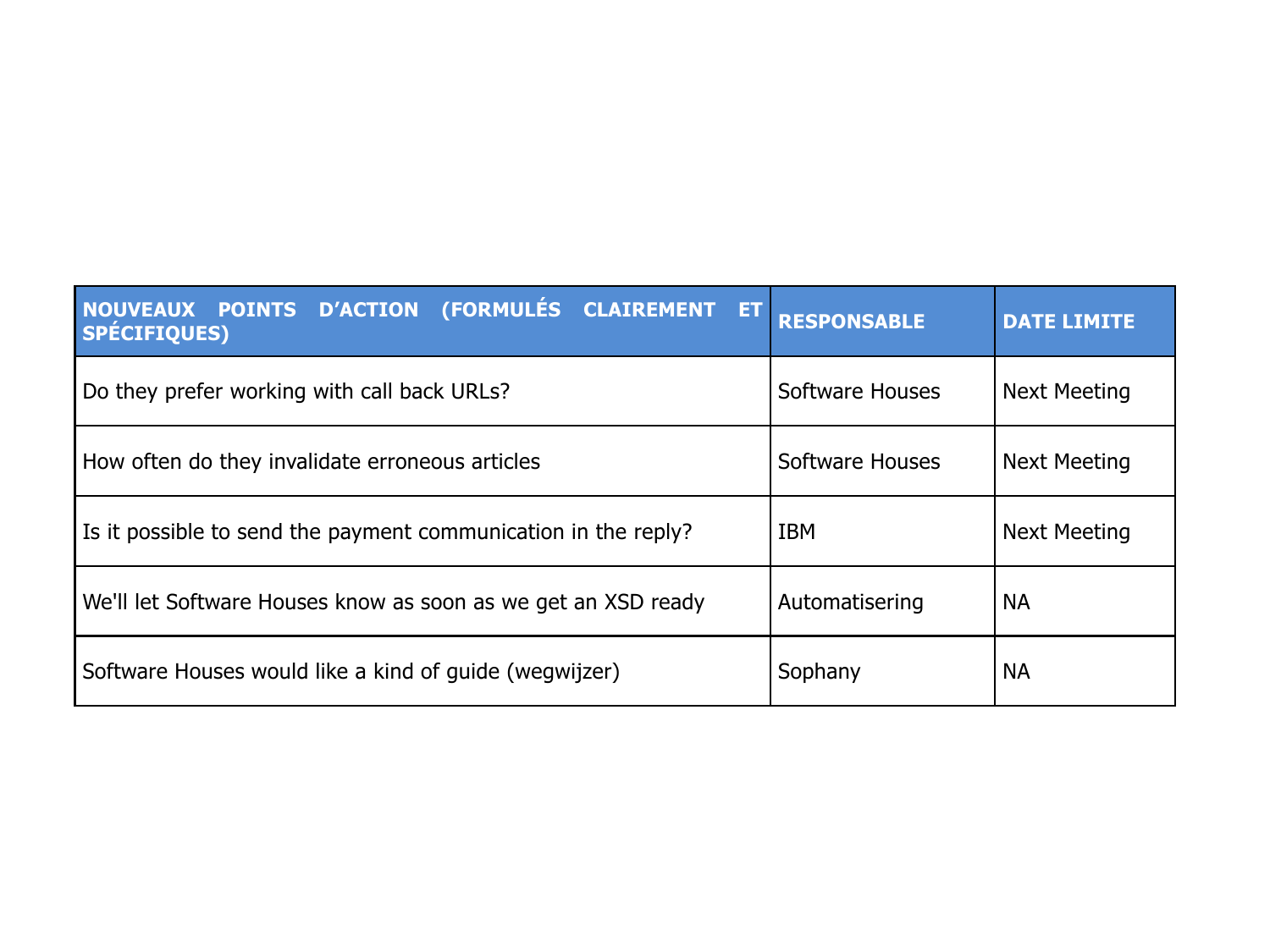| NOUVEAUX POINTS D'ACTION (FORMULÉS CLAIREMENT ET SPÉCIFIQUES) | RESPONSABLE | DATE LIMITE |
|---|---|---|
| Do they prefer working with call back URLs? | Software Houses | Next Meeting |
| How often do they invalidate erroneous articles | Software Houses | Next Meeting |
| Is it possible to send the payment communication in the reply? | IBM | Next Meeting |
| We'll let Software Houses know as soon as we get an XSD ready | Automatisering | NA |
| Software Houses would like a kind of guide (wegwijzer) | Sophany | NA |